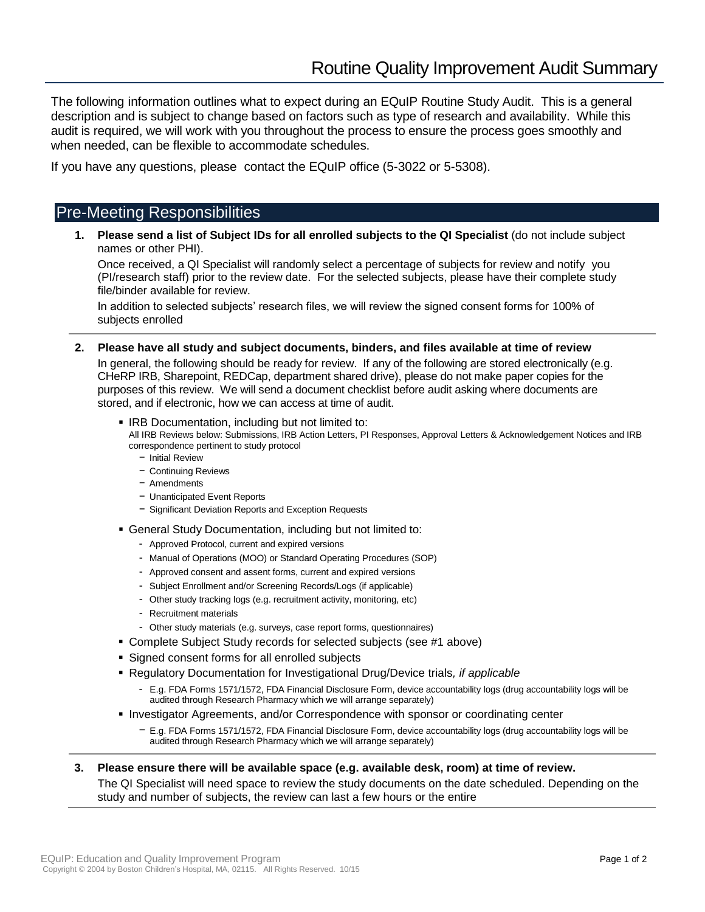# Routine Quality Improvement Audit Summary

The following information outlines what to expect during an EQuIP Routine Study Audit. This is a general description and is subject to change based on factors such as type of research and availability. While this audit is required, we will work with you throughout the process to ensure the process goes smoothly and when needed, can be flexible to accommodate schedules.

If you have any questions, please contact the EQuIP office (5-3022 or 5-5308).

## Pre-Meeting Responsibilities

1. **Please send a list of Subject IDs for all enrolled subjects to the QI Specialist** (do not include subject names or other PHI).

   Once received, a QI Specialist will randomly select a percentage of subjects for review and notify you (PI/research staff) prior to the review date. For the selected subjects, please have their complete study file/binder available for review.

   In addition to selected subjects' research files, we will review the signed consent forms for 100% of subjects enrolled

2. **Please have all study and subject documents, binders, and files available at time of review**

   In general, the following should be ready for review. If any of the following are stored electronically (e.g. CHeRP IRB, Sharepoint, REDCap, department shared drive), please do not make paper copies for the purposes of this review. We will send a document checklist before audit asking where documents are stored, and if electronic, how we can access at time of audit.

   - IRB Documentation, including but not limited to:
     All IRB Reviews below: Submissions, IRB Action Letters, PI Responses, Approval Letters & Acknowledgement Notices and IRB correspondence pertinent to study protocol
     - Initial Review
     - Continuing Reviews
     - Amendments
     - Unanticipated Event Reports
     - Significant Deviation Reports and Exception Requests
   - General Study Documentation, including but not limited to:
     - Approved Protocol, current and expired versions
     - Manual of Operations (MOO) or Standard Operating Procedures (SOP)
     - Approved consent and assent forms, current and expired versions
     - Subject Enrollment and/or Screening Records/Logs (if applicable)
     - Other study tracking logs (e.g. recruitment activity, monitoring, etc)
     - Recruitment materials
     - Other study materials (e.g. surveys, case report forms, questionnaires)
   - Complete Subject Study records for selected subjects (see #1 above)
   - Signed consent forms for all enrolled subjects
   - Regulatory Documentation for Investigational Drug/Device trials*, if applicable*
     - E.g. FDA Forms 1571/1572, FDA Financial Disclosure Form, device accountability logs (drug accountability logs will be audited through Research Pharmacy which we will arrange separately)
   - Investigator Agreements, and/or Correspondence with sponsor or coordinating center
     - E.g. FDA Forms 1571/1572, FDA Financial Disclosure Form, device accountability logs (drug accountability logs will be audited through Research Pharmacy which we will arrange separately)

3. **Please ensure there will be available space (e.g. available desk, room) at time of review.**

   The QI Specialist will need space to review the study documents on the date scheduled. Depending on the study and number of subjects, the review can last a few hours or the entire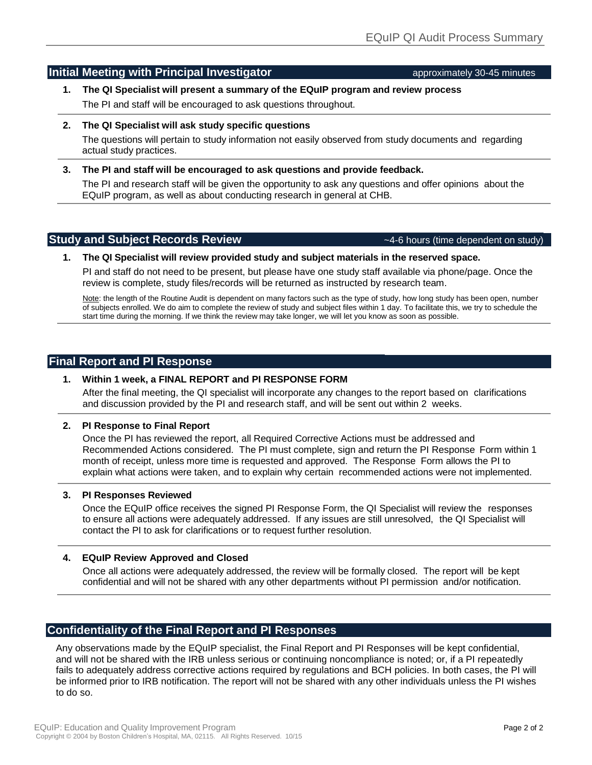## Initial Meeting with Principal Investigator

approximately 30-45 minutes

1. **The QI Specialist will present a summary of the EQuIP program and review process**

   The PI and staff will be encouraged to ask questions throughout.

2. **The QI Specialist will ask study specific questions**

   The questions will pertain to study information not easily observed from study documents and regarding actual study practices.

3. **The PI and staff will be encouraged to ask questions and provide feedback.**

   The PI and research staff will be given the opportunity to ask any questions and offer opinions about the EQuIP program, as well as about conducting research in general at CHB.

## Study and Subject Records Review

~4-6 hours (time dependent on study)

1. **The QI Specialist will review provided study and subject materials in the reserved space.**

   PI and staff do not need to be present, but please have one study staff available via phone/page. Once the review is complete, study files/records will be returned as instructed by research team.

   Note: the length of the Routine Audit is dependent on many factors such as the type of study, how long study has been open, number of subjects enrolled. We do aim to complete the review of study and subject files within 1 day. To facilitate this, we try to schedule the start time during the morning. If we think the review may take longer, we will let you know as soon as possible.

## Final Report and PI Response

1. **Within 1 week, a FINAL REPORT and PI RESPONSE FORM**

   After the final meeting, the QI specialist will incorporate any changes to the report based on clarifications and discussion provided by the PI and research staff, and will be sent out within 2 weeks.

2. **PI Response to Final Report**

   Once the PI has reviewed the report, all Required Corrective Actions must be addressed and Recommended Actions considered. The PI must complete, sign and return the PI Response Form within 1 month of receipt, unless more time is requested and approved. The Response Form allows the PI to explain what actions were taken, and to explain why certain recommended actions were not implemented.

3. **PI Responses Reviewed**

   Once the EQuIP office receives the signed PI Response Form, the QI Specialist will review the responses to ensure all actions were adequately addressed. If any issues are still unresolved, the QI Specialist will contact the PI to ask for clarifications or to request further resolution.

4. **EQuIP Review Approved and Closed**

   Once all actions were adequately addressed, the review will be formally closed. The report will be kept confidential and will not be shared with any other departments without PI permission and/or notification.

## Confidentiality of the Final Report and PI Responses

Any observations made by the EQuIP specialist, the Final Report and PI Responses will be kept confidential, and will not be shared with the IRB unless serious or continuing noncompliance is noted; or, if a PI repeatedly fails to adequately address corrective actions required by regulations and BCH policies. In both cases, the PI will be informed prior to IRB notification. The report will not be shared with any other individuals unless the PI wishes to do so.